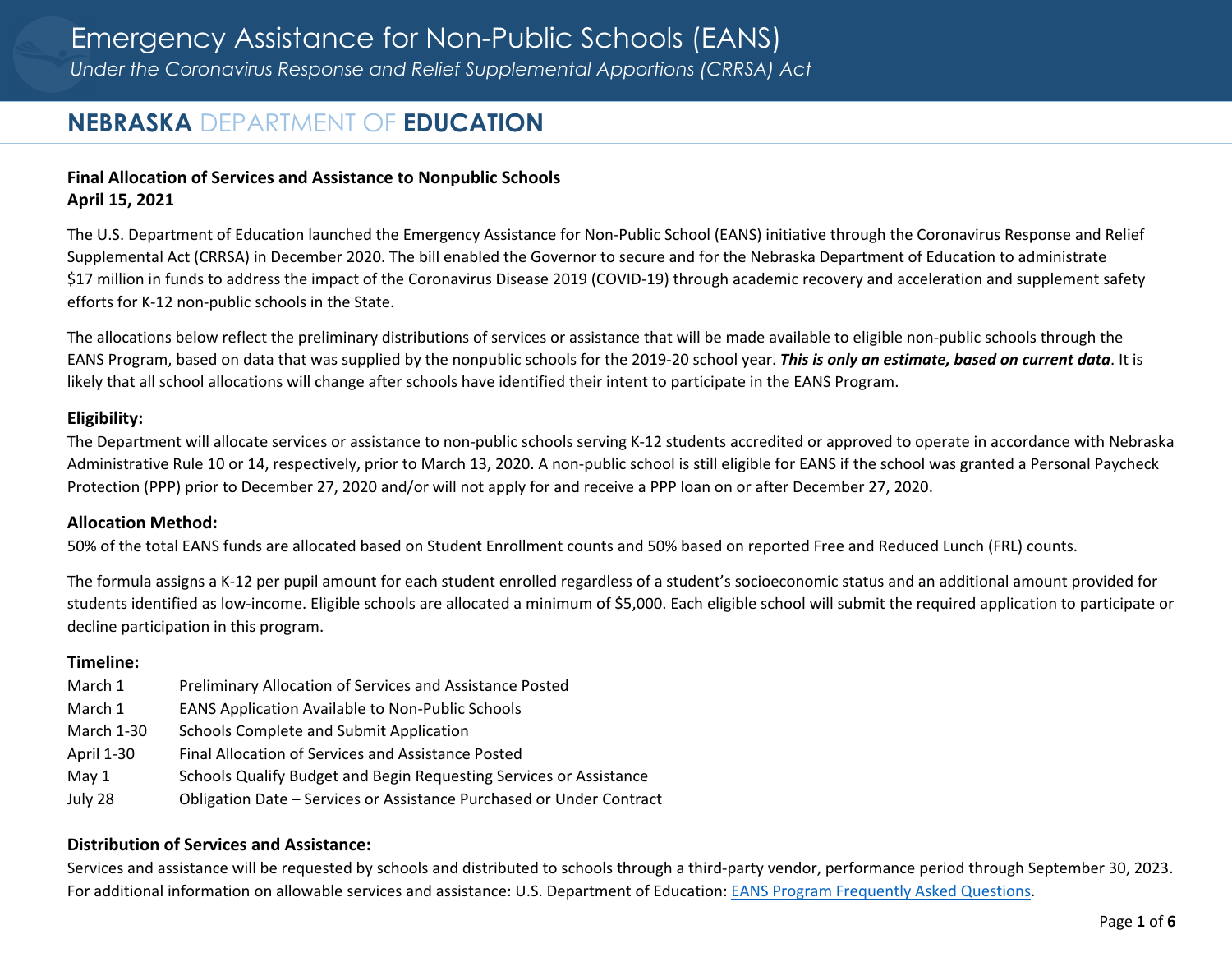# Emergency Assistance for Non-Public Schools (EANS)

*Under the Coronavirus Response and Relief Supplemental Apportions (CRRSA) Act*

## NEBRASKA DEPARTMENT OF EDUCATION

**Final Allocation of Services and Assistance to Nonpublic Schools**
**April 15, 2021**

The U.S. Department of Education launched the Emergency Assistance for Non-Public School (EANS) initiative through the Coronavirus Response and Relief Supplemental Act (CRRSA) in December 2020. The bill enabled the Governor to secure and for the Nebraska Department of Education to administrate $17 million in funds to address the impact of the Coronavirus Disease 2019 (COVID-19) through academic recovery and acceleration and supplement safety efforts for K-12 non-public schools in the State.

The allocations below reflect the preliminary distributions of services or assistance that will be made available to eligible non-public schools through the EANS Program, based on data that was supplied by the nonpublic schools for the 2019-20 school year. ***This is only an estimate, based on current data***. It is likely that all school allocations will change after schools have identified their intent to participate in the EANS Program.

### Eligibility:

The Department will allocate services or assistance to non-public schools serving K-12 students accredited or approved to operate in accordance with Nebraska Administrative Rule 10 or 14, respectively, prior to March 13, 2020. A non-public school is still eligible for EANS if the school was granted a Personal Paycheck Protection (PPP) prior to December 27, 2020 and/or will not apply for and receive a PPP loan on or after December 27, 2020.

### Allocation Method:

50% of the total EANS funds are allocated based on Student Enrollment counts and 50% based on reported Free and Reduced Lunch (FRL) counts.

The formula assigns a K-12 per pupil amount for each student enrolled regardless of a student's socioeconomic status and an additional amount provided for students identified as low-income. Eligible schools are allocated a minimum of $5,000. Each eligible school will submit the required application to participate or decline participation in this program.

### Timeline:

| | |
|---|---|
| March 1 | Preliminary Allocation of Services and Assistance Posted |
| March 1 | EANS Application Available to Non-Public Schools |
| March 1-30 | Schools Complete and Submit Application |
| April 1-30 | Final Allocation of Services and Assistance Posted |
| May 1 | Schools Qualify Budget and Begin Requesting Services or Assistance |
| July 28 | Obligation Date – Services or Assistance Purchased or Under Contract |

### Distribution of Services and Assistance:

Services and assistance will be requested by schools and distributed to schools through a third-party vendor, performance period through September 30, 2023. For additional information on allowable services and assistance: U.S. Department of Education: EANS Program Frequently Asked Questions.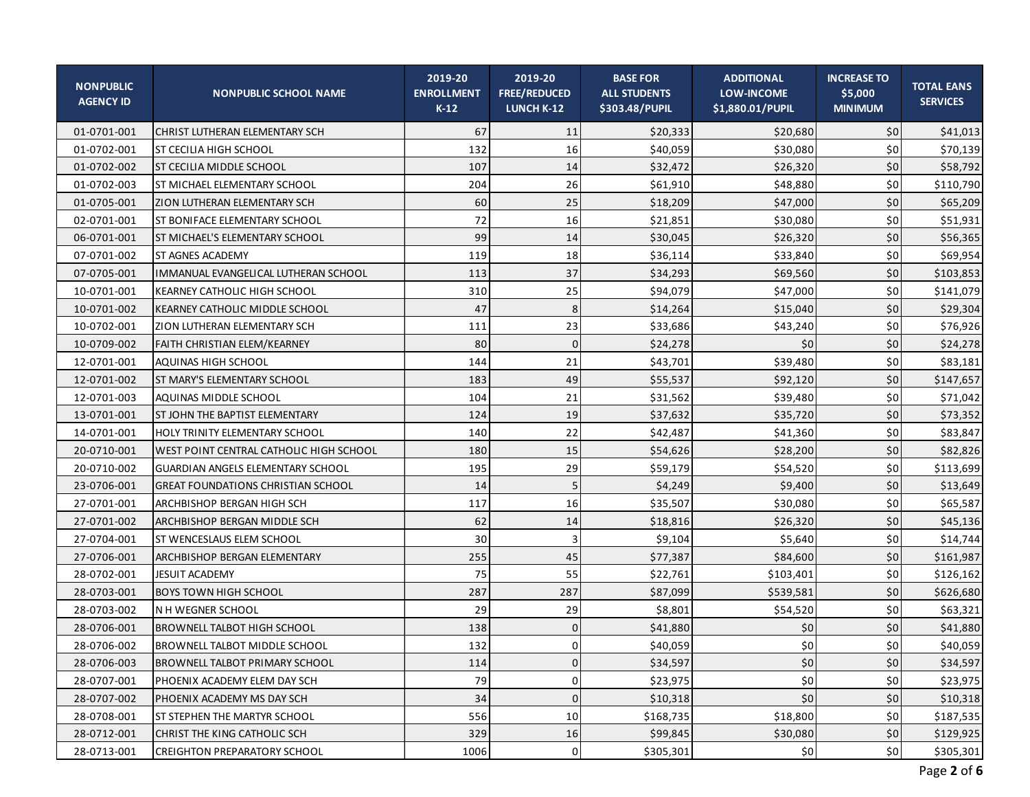| NONPUBLIC AGENCY ID | NONPUBLIC SCHOOL NAME | 2019-20 ENROLLMENT K-12 | 2019-20 FREE/REDUCED LUNCH K-12 | BASE FOR ALL STUDENTS $303.48/PUPIL | ADDITIONAL LOW-INCOME $1,880.01/PUPIL | INCREASE TO $5,000 MINIMUM | TOTAL EANS SERVICES |
|---|---|---|---|---|---|---|---|
| 01-0701-001 | CHRIST LUTHERAN ELEMENTARY SCH | 67 | 11 | $20,333 | $20,680 | $0 | $41,013 |
| 01-0702-001 | ST CECILIA HIGH SCHOOL | 132 | 16 | $40,059 | $30,080 | $0 | $70,139 |
| 01-0702-002 | ST CECILIA MIDDLE SCHOOL | 107 | 14 | $32,472 | $26,320 | $0 | $58,792 |
| 01-0702-003 | ST MICHAEL ELEMENTARY SCHOOL | 204 | 26 | $61,910 | $48,880 | $0 | $110,790 |
| 01-0705-001 | ZION LUTHERAN ELEMENTARY SCH | 60 | 25 | $18,209 | $47,000 | $0 | $65,209 |
| 02-0701-001 | ST BONIFACE ELEMENTARY SCHOOL | 72 | 16 | $21,851 | $30,080 | $0 | $51,931 |
| 06-0701-001 | ST MICHAEL'S ELEMENTARY SCHOOL | 99 | 14 | $30,045 | $26,320 | $0 | $56,365 |
| 07-0701-002 | ST AGNES ACADEMY | 119 | 18 | $36,114 | $33,840 | $0 | $69,954 |
| 07-0705-001 | IMMANUAL EVANGELICAL LUTHERAN SCHOOL | 113 | 37 | $34,293 | $69,560 | $0 | $103,853 |
| 10-0701-001 | KEARNEY CATHOLIC HIGH SCHOOL | 310 | 25 | $94,079 | $47,000 | $0 | $141,079 |
| 10-0701-002 | KEARNEY CATHOLIC MIDDLE SCHOOL | 47 | 8 | $14,264 | $15,040 | $0 | $29,304 |
| 10-0702-001 | ZION LUTHERAN ELEMENTARY SCH | 111 | 23 | $33,686 | $43,240 | $0 | $76,926 |
| 10-0709-002 | FAITH CHRISTIAN ELEM/KEARNEY | 80 | 0 | $24,278 | $0 | $0 | $24,278 |
| 12-0701-001 | AQUINAS HIGH SCHOOL | 144 | 21 | $43,701 | $39,480 | $0 | $83,181 |
| 12-0701-002 | ST MARY'S ELEMENTARY SCHOOL | 183 | 49 | $55,537 | $92,120 | $0 | $147,657 |
| 12-0701-003 | AQUINAS MIDDLE SCHOOL | 104 | 21 | $31,562 | $39,480 | $0 | $71,042 |
| 13-0701-001 | ST JOHN THE BAPTIST ELEMENTARY | 124 | 19 | $37,632 | $35,720 | $0 | $73,352 |
| 14-0701-001 | HOLY TRINITY ELEMENTARY SCHOOL | 140 | 22 | $42,487 | $41,360 | $0 | $83,847 |
| 20-0710-001 | WEST POINT CENTRAL CATHOLIC HIGH SCHOOL | 180 | 15 | $54,626 | $28,200 | $0 | $82,826 |
| 20-0710-002 | GUARDIAN ANGELS ELEMENTARY SCHOOL | 195 | 29 | $59,179 | $54,520 | $0 | $113,699 |
| 23-0706-001 | GREAT FOUNDATIONS CHRISTIAN SCHOOL | 14 | 5 | $4,249 | $9,400 | $0 | $13,649 |
| 27-0701-001 | ARCHBISHOP BERGAN HIGH SCH | 117 | 16 | $35,507 | $30,080 | $0 | $65,587 |
| 27-0701-002 | ARCHBISHOP BERGAN MIDDLE SCH | 62 | 14 | $18,816 | $26,320 | $0 | $45,136 |
| 27-0704-001 | ST WENCESLAUS ELEM SCHOOL | 30 | 3 | $9,104 | $5,640 | $0 | $14,744 |
| 27-0706-001 | ARCHBISHOP BERGAN ELEMENTARY | 255 | 45 | $77,387 | $84,600 | $0 | $161,987 |
| 28-0702-001 | JESUIT ACADEMY | 75 | 55 | $22,761 | $103,401 | $0 | $126,162 |
| 28-0703-001 | BOYS TOWN HIGH SCHOOL | 287 | 287 | $87,099 | $539,581 | $0 | $626,680 |
| 28-0703-002 | N H WEGNER SCHOOL | 29 | 29 | $8,801 | $54,520 | $0 | $63,321 |
| 28-0706-001 | BROWNELL TALBOT HIGH SCHOOL | 138 | 0 | $41,880 | $0 | $0 | $41,880 |
| 28-0706-002 | BROWNELL TALBOT MIDDLE SCHOOL | 132 | 0 | $40,059 | $0 | $0 | $40,059 |
| 28-0706-003 | BROWNELL TALBOT PRIMARY SCHOOL | 114 | 0 | $34,597 | $0 | $0 | $34,597 |
| 28-0707-001 | PHOENIX ACADEMY ELEM DAY SCH | 79 | 0 | $23,975 | $0 | $0 | $23,975 |
| 28-0707-002 | PHOENIX ACADEMY MS DAY SCH | 34 | 0 | $10,318 | $0 | $0 | $10,318 |
| 28-0708-001 | ST STEPHEN THE MARTYR SCHOOL | 556 | 10 | $168,735 | $18,800 | $0 | $187,535 |
| 28-0712-001 | CHRIST THE KING CATHOLIC SCH | 329 | 16 | $99,845 | $30,080 | $0 | $129,925 |
| 28-0713-001 | CREIGHTON PREPARATORY SCHOOL | 1006 | 0 | $305,301 | $0 | $0 | $305,301 |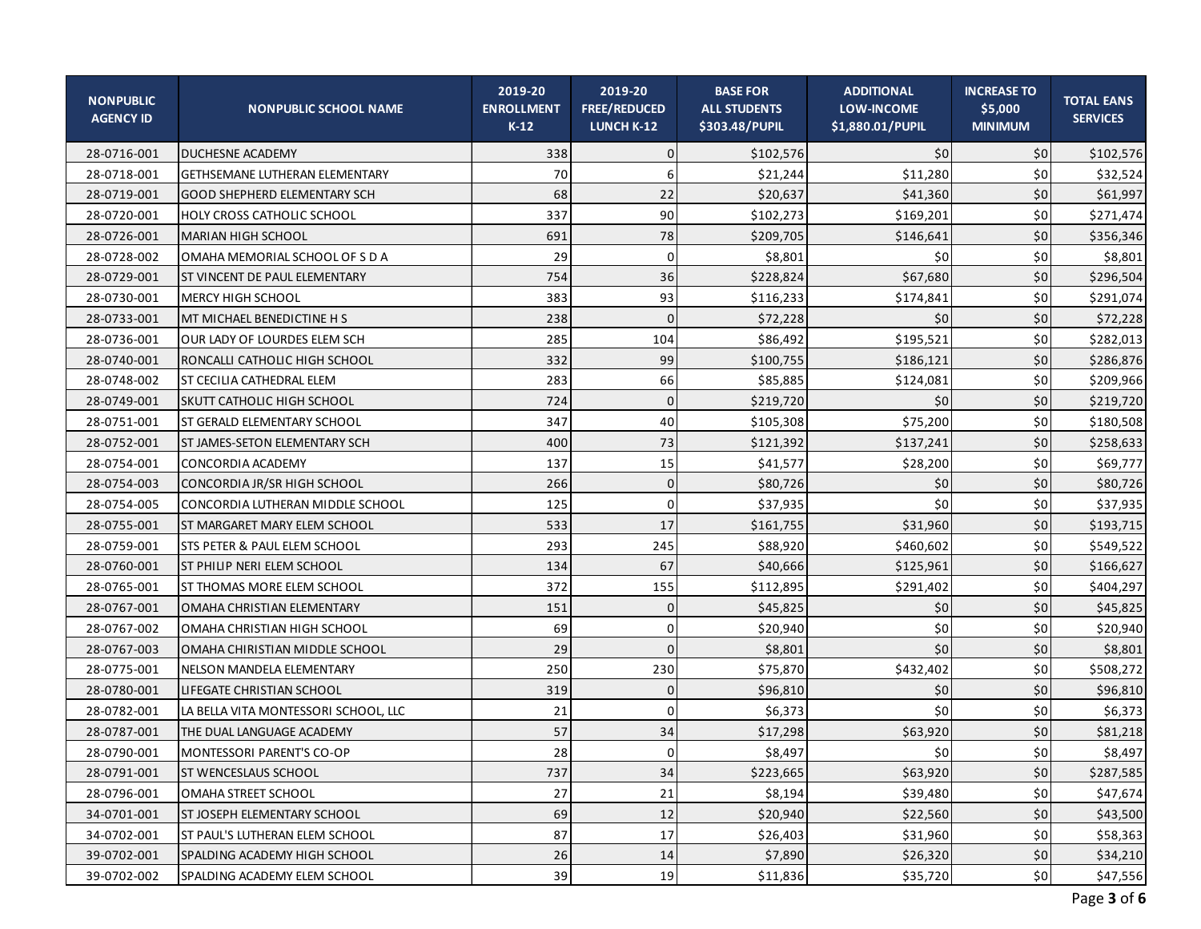| NONPUBLIC AGENCY ID | NONPUBLIC SCHOOL NAME | 2019-20 ENROLLMENT K-12 | 2019-20 FREE/REDUCED LUNCH K-12 | BASE FOR ALL STUDENTS $303.48/PUPIL | ADDITIONAL LOW-INCOME $1,880.01/PUPIL | INCREASE TO $5,000 MINIMUM | TOTAL EANS SERVICES |
|---|---|---|---|---|---|---|---|
| 28-0716-001 | DUCHESNE ACADEMY | 338 | 0 | $102,576 | $0 | $0 | $102,576 |
| 28-0718-001 | GETHSEMANE LUTHERAN ELEMENTARY | 70 | 6 | $21,244 | $11,280 | $0 | $32,524 |
| 28-0719-001 | GOOD SHEPHERD ELEMENTARY SCH | 68 | 22 | $20,637 | $41,360 | $0 | $61,997 |
| 28-0720-001 | HOLY CROSS CATHOLIC SCHOOL | 337 | 90 | $102,273 | $169,201 | $0 | $271,474 |
| 28-0726-001 | MARIAN HIGH SCHOOL | 691 | 78 | $209,705 | $146,641 | $0 | $356,346 |
| 28-0728-002 | OMAHA MEMORIAL SCHOOL OF S D A | 29 | 0 | $8,801 | $0 | $0 | $8,801 |
| 28-0729-001 | ST VINCENT DE PAUL ELEMENTARY | 754 | 36 | $228,824 | $67,680 | $0 | $296,504 |
| 28-0730-001 | MERCY HIGH SCHOOL | 383 | 93 | $116,233 | $174,841 | $0 | $291,074 |
| 28-0733-001 | MT MICHAEL BENEDICTINE H S | 238 | 0 | $72,228 | $0 | $0 | $72,228 |
| 28-0736-001 | OUR LADY OF LOURDES ELEM SCH | 285 | 104 | $86,492 | $195,521 | $0 | $282,013 |
| 28-0740-001 | RONCALLI CATHOLIC HIGH SCHOOL | 332 | 99 | $100,755 | $186,121 | $0 | $286,876 |
| 28-0748-002 | ST CECILIA CATHEDRAL ELEM | 283 | 66 | $85,885 | $124,081 | $0 | $209,966 |
| 28-0749-001 | SKUTT CATHOLIC HIGH SCHOOL | 724 | 0 | $219,720 | $0 | $0 | $219,720 |
| 28-0751-001 | ST GERALD ELEMENTARY SCHOOL | 347 | 40 | $105,308 | $75,200 | $0 | $180,508 |
| 28-0752-001 | ST JAMES-SETON ELEMENTARY SCH | 400 | 73 | $121,392 | $137,241 | $0 | $258,633 |
| 28-0754-001 | CONCORDIA ACADEMY | 137 | 15 | $41,577 | $28,200 | $0 | $69,777 |
| 28-0754-003 | CONCORDIA JR/SR HIGH SCHOOL | 266 | 0 | $80,726 | $0 | $0 | $80,726 |
| 28-0754-005 | CONCORDIA LUTHERAN MIDDLE SCHOOL | 125 | 0 | $37,935 | $0 | $0 | $37,935 |
| 28-0755-001 | ST MARGARET MARY ELEM SCHOOL | 533 | 17 | $161,755 | $31,960 | $0 | $193,715 |
| 28-0759-001 | STS PETER & PAUL ELEM SCHOOL | 293 | 245 | $88,920 | $460,602 | $0 | $549,522 |
| 28-0760-001 | ST PHILIP NERI ELEM SCHOOL | 134 | 67 | $40,666 | $125,961 | $0 | $166,627 |
| 28-0765-001 | ST THOMAS MORE ELEM SCHOOL | 372 | 155 | $112,895 | $291,402 | $0 | $404,297 |
| 28-0767-001 | OMAHA CHRISTIAN ELEMENTARY | 151 | 0 | $45,825 | $0 | $0 | $45,825 |
| 28-0767-002 | OMAHA CHRISTIAN HIGH SCHOOL | 69 | 0 | $20,940 | $0 | $0 | $20,940 |
| 28-0767-003 | OMAHA CHIRISTIAN MIDDLE SCHOOL | 29 | 0 | $8,801 | $0 | $0 | $8,801 |
| 28-0775-001 | NELSON MANDELA ELEMENTARY | 250 | 230 | $75,870 | $432,402 | $0 | $508,272 |
| 28-0780-001 | LIFEGATE CHRISTIAN SCHOOL | 319 | 0 | $96,810 | $0 | $0 | $96,810 |
| 28-0782-001 | LA BELLA VITA MONTESSORI SCHOOL, LLC | 21 | 0 | $6,373 | $0 | $0 | $6,373 |
| 28-0787-001 | THE DUAL LANGUAGE ACADEMY | 57 | 34 | $17,298 | $63,920 | $0 | $81,218 |
| 28-0790-001 | MONTESSORI PARENT'S CO-OP | 28 | 0 | $8,497 | $0 | $0 | $8,497 |
| 28-0791-001 | ST WENCESLAUS SCHOOL | 737 | 34 | $223,665 | $63,920 | $0 | $287,585 |
| 28-0796-001 | OMAHA STREET SCHOOL | 27 | 21 | $8,194 | $39,480 | $0 | $47,674 |
| 34-0701-001 | ST JOSEPH ELEMENTARY SCHOOL | 69 | 12 | $20,940 | $22,560 | $0 | $43,500 |
| 34-0702-001 | ST PAUL'S LUTHERAN ELEM SCHOOL | 87 | 17 | $26,403 | $31,960 | $0 | $58,363 |
| 39-0702-001 | SPALDING ACADEMY HIGH SCHOOL | 26 | 14 | $7,890 | $26,320 | $0 | $34,210 |
| 39-0702-002 | SPALDING ACADEMY ELEM SCHOOL | 39 | 19 | $11,836 | $35,720 | $0 | $47,556 |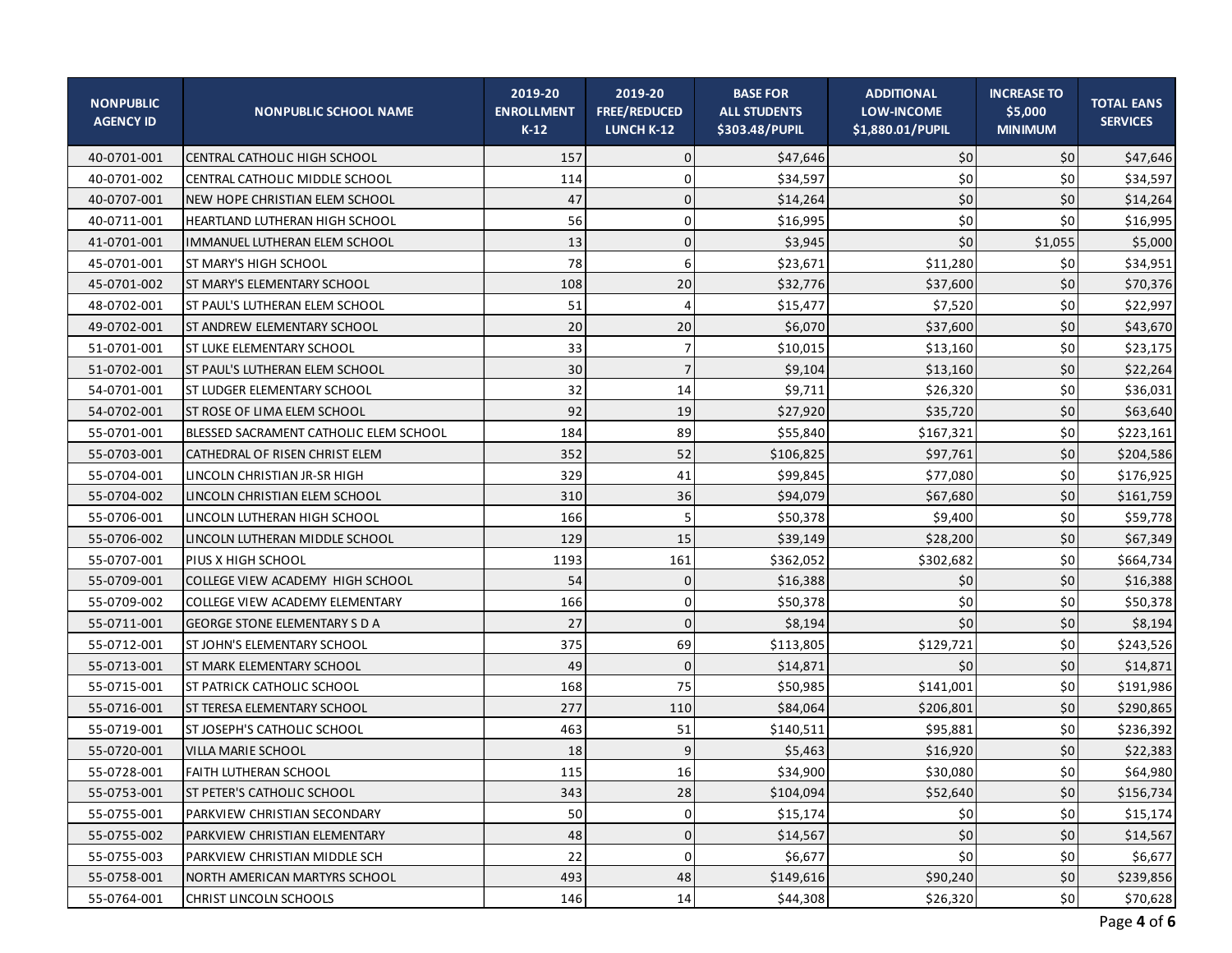| NONPUBLIC AGENCY ID | NONPUBLIC SCHOOL NAME | 2019-20 ENROLLMENT K-12 | 2019-20 FREE/REDUCED LUNCH K-12 | BASE FOR ALL STUDENTS $303.48/PUPIL | ADDITIONAL LOW-INCOME $1,880.01/PUPIL | INCREASE TO $5,000 MINIMUM | TOTAL EANS SERVICES |
|---|---|---|---|---|---|---|---|
| 40-0701-001 | CENTRAL CATHOLIC HIGH SCHOOL | 157 | 0 | $47,646 | $0 | $0 | $47,646 |
| 40-0701-002 | CENTRAL CATHOLIC MIDDLE SCHOOL | 114 | 0 | $34,597 | $0 | $0 | $34,597 |
| 40-0707-001 | NEW HOPE CHRISTIAN ELEM SCHOOL | 47 | 0 | $14,264 | $0 | $0 | $14,264 |
| 40-0711-001 | HEARTLAND LUTHERAN HIGH SCHOOL | 56 | 0 | $16,995 | $0 | $0 | $16,995 |
| 41-0701-001 | IMMANUEL LUTHERAN ELEM SCHOOL | 13 | 0 | $3,945 | $0 | $1,055 | $5,000 |
| 45-0701-001 | ST MARY'S HIGH SCHOOL | 78 | 6 | $23,671 | $11,280 | $0 | $34,951 |
| 45-0701-002 | ST MARY'S ELEMENTARY SCHOOL | 108 | 20 | $32,776 | $37,600 | $0 | $70,376 |
| 48-0702-001 | ST PAUL'S LUTHERAN ELEM SCHOOL | 51 | 4 | $15,477 | $7,520 | $0 | $22,997 |
| 49-0702-001 | ST ANDREW ELEMENTARY SCHOOL | 20 | 20 | $6,070 | $37,600 | $0 | $43,670 |
| 51-0701-001 | ST LUKE ELEMENTARY SCHOOL | 33 | 7 | $10,015 | $13,160 | $0 | $23,175 |
| 51-0702-001 | ST PAUL'S LUTHERAN ELEM SCHOOL | 30 | 7 | $9,104 | $13,160 | $0 | $22,264 |
| 54-0701-001 | ST LUDGER ELEMENTARY SCHOOL | 32 | 14 | $9,711 | $26,320 | $0 | $36,031 |
| 54-0702-001 | ST ROSE OF LIMA ELEM SCHOOL | 92 | 19 | $27,920 | $35,720 | $0 | $63,640 |
| 55-0701-001 | BLESSED SACRAMENT CATHOLIC ELEM SCHOOL | 184 | 89 | $55,840 | $167,321 | $0 | $223,161 |
| 55-0703-001 | CATHEDRAL OF RISEN CHRIST ELEM | 352 | 52 | $106,825 | $97,761 | $0 | $204,586 |
| 55-0704-001 | LINCOLN CHRISTIAN JR-SR HIGH | 329 | 41 | $99,845 | $77,080 | $0 | $176,925 |
| 55-0704-002 | LINCOLN CHRISTIAN ELEM SCHOOL | 310 | 36 | $94,079 | $67,680 | $0 | $161,759 |
| 55-0706-001 | LINCOLN LUTHERAN HIGH SCHOOL | 166 | 5 | $50,378 | $9,400 | $0 | $59,778 |
| 55-0706-002 | LINCOLN LUTHERAN MIDDLE SCHOOL | 129 | 15 | $39,149 | $28,200 | $0 | $67,349 |
| 55-0707-001 | PIUS X HIGH SCHOOL | 1193 | 161 | $362,052 | $302,682 | $0 | $664,734 |
| 55-0709-001 | COLLEGE VIEW ACADEMY HIGH SCHOOL | 54 | 0 | $16,388 | $0 | $0 | $16,388 |
| 55-0709-002 | COLLEGE VIEW ACADEMY ELEMENTARY | 166 | 0 | $50,378 | $0 | $0 | $50,378 |
| 55-0711-001 | GEORGE STONE ELEMENTARY S D A | 27 | 0 | $8,194 | $0 | $0 | $8,194 |
| 55-0712-001 | ST JOHN'S ELEMENTARY SCHOOL | 375 | 69 | $113,805 | $129,721 | $0 | $243,526 |
| 55-0713-001 | ST MARK ELEMENTARY SCHOOL | 49 | 0 | $14,871 | $0 | $0 | $14,871 |
| 55-0715-001 | ST PATRICK CATHOLIC SCHOOL | 168 | 75 | $50,985 | $141,001 | $0 | $191,986 |
| 55-0716-001 | ST TERESA ELEMENTARY SCHOOL | 277 | 110 | $84,064 | $206,801 | $0 | $290,865 |
| 55-0719-001 | ST JOSEPH'S CATHOLIC SCHOOL | 463 | 51 | $140,511 | $95,881 | $0 | $236,392 |
| 55-0720-001 | VILLA MARIE SCHOOL | 18 | 9 | $5,463 | $16,920 | $0 | $22,383 |
| 55-0728-001 | FAITH LUTHERAN SCHOOL | 115 | 16 | $34,900 | $30,080 | $0 | $64,980 |
| 55-0753-001 | ST PETER'S CATHOLIC SCHOOL | 343 | 28 | $104,094 | $52,640 | $0 | $156,734 |
| 55-0755-001 | PARKVIEW CHRISTIAN SECONDARY | 50 | 0 | $15,174 | $0 | $0 | $15,174 |
| 55-0755-002 | PARKVIEW CHRISTIAN ELEMENTARY | 48 | 0 | $14,567 | $0 | $0 | $14,567 |
| 55-0755-003 | PARKVIEW CHRISTIAN MIDDLE SCH | 22 | 0 | $6,677 | $0 | $0 | $6,677 |
| 55-0758-001 | NORTH AMERICAN MARTYRS SCHOOL | 493 | 48 | $149,616 | $90,240 | $0 | $239,856 |
| 55-0764-001 | CHRIST LINCOLN SCHOOLS | 146 | 14 | $44,308 | $26,320 | $0 | $70,628 |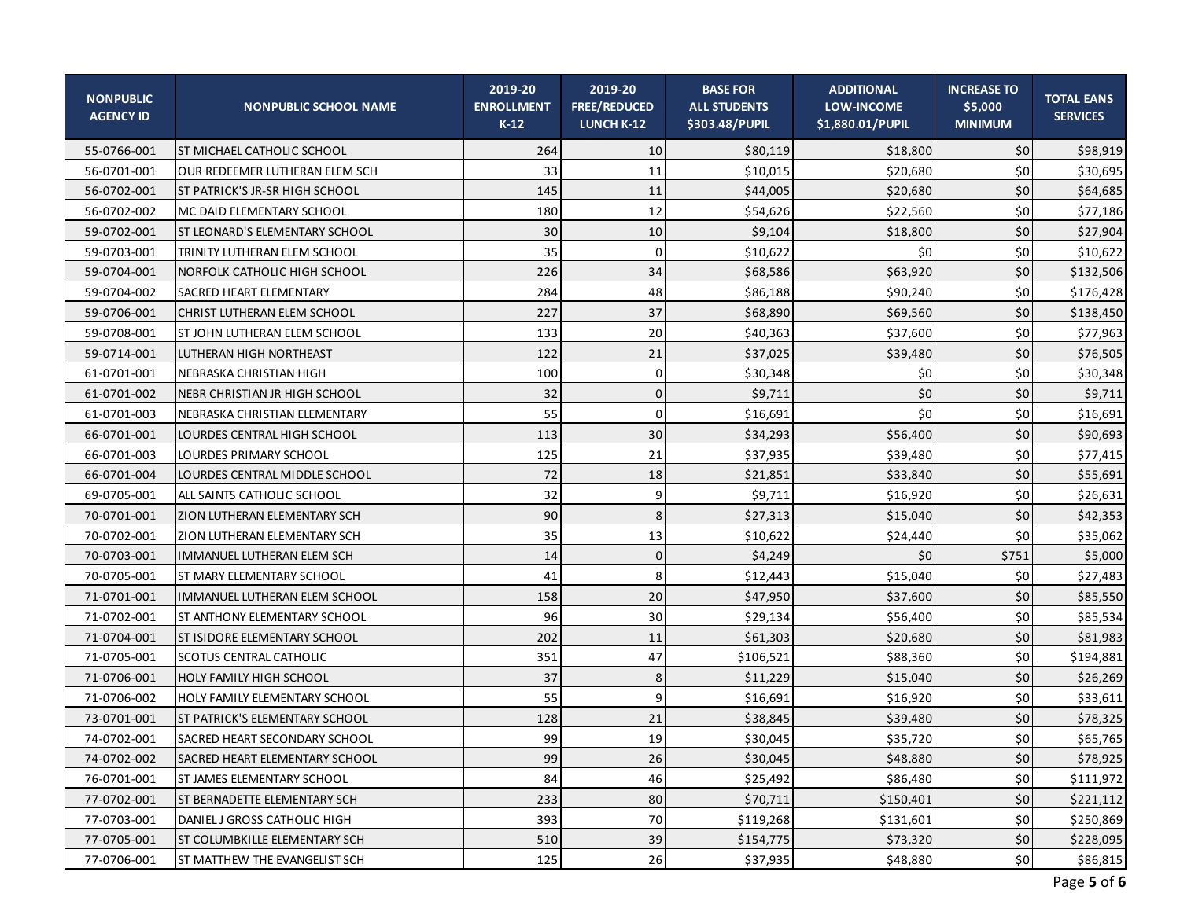| NONPUBLIC AGENCY ID | NONPUBLIC SCHOOL NAME | 2019-20 ENROLLMENT K-12 | 2019-20 FREE/REDUCED LUNCH K-12 | BASE FOR ALL STUDENTS $303.48/PUPIL | ADDITIONAL LOW-INCOME $1,880.01/PUPIL | INCREASE TO $5,000 MINIMUM | TOTAL EANS SERVICES |
|---|---|---|---|---|---|---|---|
| 55-0766-001 | ST MICHAEL CATHOLIC SCHOOL | 264 | 10 | $80,119 | $18,800 | $0 | $98,919 |
| 56-0701-001 | OUR REDEEMER LUTHERAN ELEM SCH | 33 | 11 | $10,015 | $20,680 | $0 | $30,695 |
| 56-0702-001 | ST PATRICK'S JR-SR HIGH SCHOOL | 145 | 11 | $44,005 | $20,680 | $0 | $64,685 |
| 56-0702-002 | MC DAID ELEMENTARY SCHOOL | 180 | 12 | $54,626 | $22,560 | $0 | $77,186 |
| 59-0702-001 | ST LEONARD'S ELEMENTARY SCHOOL | 30 | 10 | $9,104 | $18,800 | $0 | $27,904 |
| 59-0703-001 | TRINITY LUTHERAN ELEM SCHOOL | 35 | 0 | $10,622 | $0 | $0 | $10,622 |
| 59-0704-001 | NORFOLK CATHOLIC HIGH SCHOOL | 226 | 34 | $68,586 | $63,920 | $0 | $132,506 |
| 59-0704-002 | SACRED HEART ELEMENTARY | 284 | 48 | $86,188 | $90,240 | $0 | $176,428 |
| 59-0706-001 | CHRIST LUTHERAN ELEM SCHOOL | 227 | 37 | $68,890 | $69,560 | $0 | $138,450 |
| 59-0708-001 | ST JOHN LUTHERAN ELEM SCHOOL | 133 | 20 | $40,363 | $37,600 | $0 | $77,963 |
| 59-0714-001 | LUTHERAN HIGH NORTHEAST | 122 | 21 | $37,025 | $39,480 | $0 | $76,505 |
| 61-0701-001 | NEBRASKA CHRISTIAN HIGH | 100 | 0 | $30,348 | $0 | $0 | $30,348 |
| 61-0701-002 | NEBR CHRISTIAN JR HIGH SCHOOL | 32 | 0 | $9,711 | $0 | $0 | $9,711 |
| 61-0701-003 | NEBRASKA CHRISTIAN ELEMENTARY | 55 | 0 | $16,691 | $0 | $0 | $16,691 |
| 66-0701-001 | LOURDES CENTRAL HIGH SCHOOL | 113 | 30 | $34,293 | $56,400 | $0 | $90,693 |
| 66-0701-003 | LOURDES PRIMARY SCHOOL | 125 | 21 | $37,935 | $39,480 | $0 | $77,415 |
| 66-0701-004 | LOURDES CENTRAL MIDDLE SCHOOL | 72 | 18 | $21,851 | $33,840 | $0 | $55,691 |
| 69-0705-001 | ALL SAINTS CATHOLIC SCHOOL | 32 | 9 | $9,711 | $16,920 | $0 | $26,631 |
| 70-0701-001 | ZION LUTHERAN ELEMENTARY SCH | 90 | 8 | $27,313 | $15,040 | $0 | $42,353 |
| 70-0702-001 | ZION LUTHERAN ELEMENTARY SCH | 35 | 13 | $10,622 | $24,440 | $0 | $35,062 |
| 70-0703-001 | IMMANUEL LUTHERAN ELEM SCH | 14 | 0 | $4,249 | $0 | $751 | $5,000 |
| 70-0705-001 | ST MARY ELEMENTARY SCHOOL | 41 | 8 | $12,443 | $15,040 | $0 | $27,483 |
| 71-0701-001 | IMMANUEL LUTHERAN ELEM SCHOOL | 158 | 20 | $47,950 | $37,600 | $0 | $85,550 |
| 71-0702-001 | ST ANTHONY ELEMENTARY SCHOOL | 96 | 30 | $29,134 | $56,400 | $0 | $85,534 |
| 71-0704-001 | ST ISIDORE ELEMENTARY SCHOOL | 202 | 11 | $61,303 | $20,680 | $0 | $81,983 |
| 71-0705-001 | SCOTUS CENTRAL CATHOLIC | 351 | 47 | $106,521 | $88,360 | $0 | $194,881 |
| 71-0706-001 | HOLY FAMILY HIGH SCHOOL | 37 | 8 | $11,229 | $15,040 | $0 | $26,269 |
| 71-0706-002 | HOLY FAMILY ELEMENTARY SCHOOL | 55 | 9 | $16,691 | $16,920 | $0 | $33,611 |
| 73-0701-001 | ST PATRICK'S ELEMENTARY SCHOOL | 128 | 21 | $38,845 | $39,480 | $0 | $78,325 |
| 74-0702-001 | SACRED HEART SECONDARY SCHOOL | 99 | 19 | $30,045 | $35,720 | $0 | $65,765 |
| 74-0702-002 | SACRED HEART ELEMENTARY SCHOOL | 99 | 26 | $30,045 | $48,880 | $0 | $78,925 |
| 76-0701-001 | ST JAMES ELEMENTARY SCHOOL | 84 | 46 | $25,492 | $86,480 | $0 | $111,972 |
| 77-0702-001 | ST BERNADETTE ELEMENTARY SCH | 233 | 80 | $70,711 | $150,401 | $0 | $221,112 |
| 77-0703-001 | DANIEL J GROSS CATHOLIC HIGH | 393 | 70 | $119,268 | $131,601 | $0 | $250,869 |
| 77-0705-001 | ST COLUMBKILLE ELEMENTARY SCH | 510 | 39 | $154,775 | $73,320 | $0 | $228,095 |
| 77-0706-001 | ST MATTHEW THE EVANGELIST SCH | 125 | 26 | $37,935 | $48,880 | $0 | $86,815 |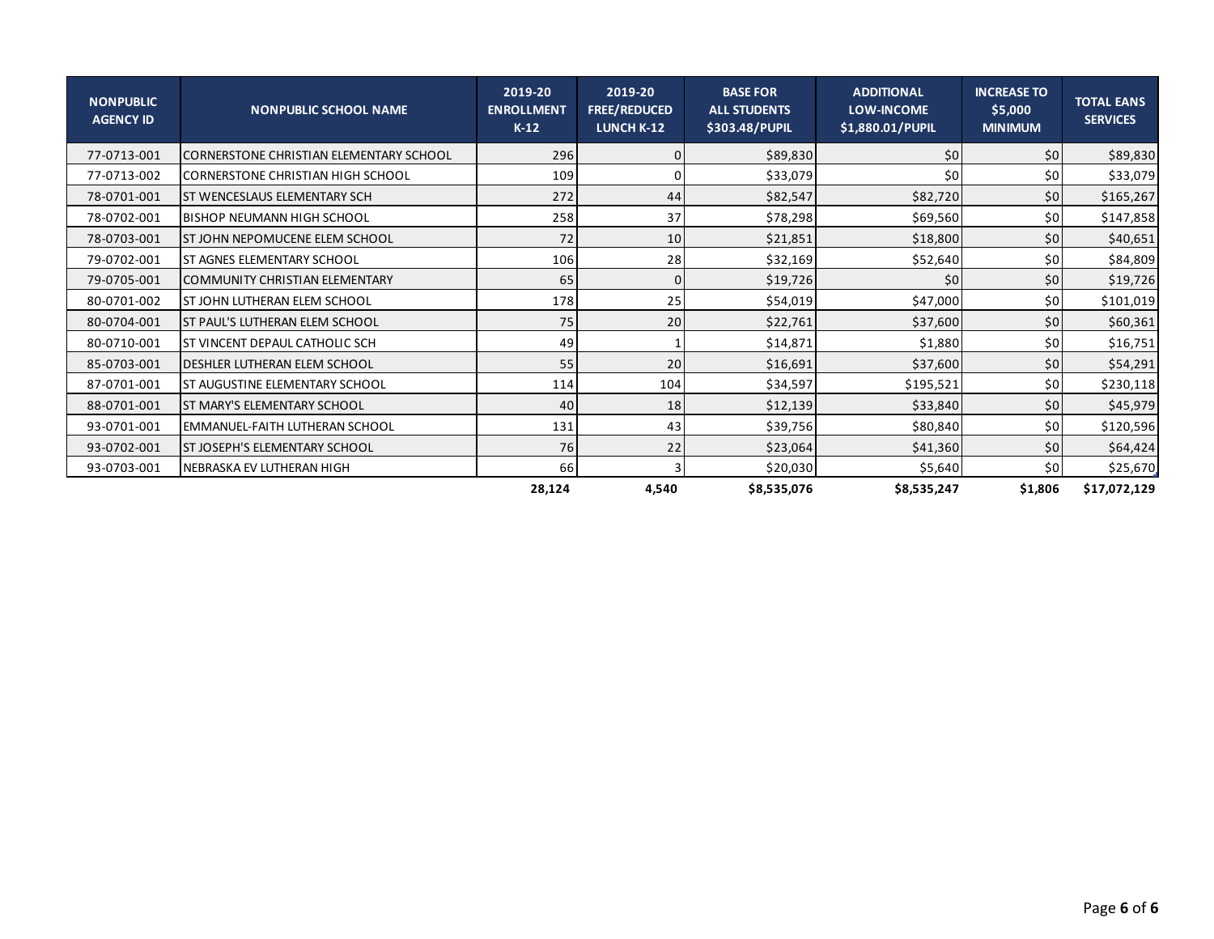| NONPUBLIC AGENCY ID | NONPUBLIC SCHOOL NAME | 2019-20 ENROLLMENT K-12 | 2019-20 FREE/REDUCED LUNCH K-12 | BASE FOR ALL STUDENTS $303.48/PUPIL | ADDITIONAL LOW-INCOME $1,880.01/PUPIL | INCREASE TO $5,000 MINIMUM | TOTAL EANS SERVICES |
|---|---|---|---|---|---|---|---|
| 77-0713-001 | CORNERSTONE CHRISTIAN ELEMENTARY SCHOOL | 296 | 0 | $89,830 | $0 | $0 | $89,830 |
| 77-0713-002 | CORNERSTONE CHRISTIAN HIGH SCHOOL | 109 | 0 | $33,079 | $0 | $0 | $33,079 |
| 78-0701-001 | ST WENCESLAUS ELEMENTARY SCH | 272 | 44 | $82,547 | $82,720 | $0 | $165,267 |
| 78-0702-001 | BISHOP NEUMANN HIGH SCHOOL | 258 | 37 | $78,298 | $69,560 | $0 | $147,858 |
| 78-0703-001 | ST JOHN NEPOMUCENE ELEM SCHOOL | 72 | 10 | $21,851 | $18,800 | $0 | $40,651 |
| 79-0702-001 | ST AGNES ELEMENTARY SCHOOL | 106 | 28 | $32,169 | $52,640 | $0 | $84,809 |
| 79-0705-001 | COMMUNITY CHRISTIAN ELEMENTARY | 65 | 0 | $19,726 | $0 | $0 | $19,726 |
| 80-0701-002 | ST JOHN LUTHERAN ELEM SCHOOL | 178 | 25 | $54,019 | $47,000 | $0 | $101,019 |
| 80-0704-001 | ST PAUL'S LUTHERAN ELEM SCHOOL | 75 | 20 | $22,761 | $37,600 | $0 | $60,361 |
| 80-0710-001 | ST VINCENT DEPAUL CATHOLIC SCH | 49 | 1 | $14,871 | $1,880 | $0 | $16,751 |
| 85-0703-001 | DESHLER LUTHERAN ELEM SCHOOL | 55 | 20 | $16,691 | $37,600 | $0 | $54,291 |
| 87-0701-001 | ST AUGUSTINE ELEMENTARY SCHOOL | 114 | 104 | $34,597 | $195,521 | $0 | $230,118 |
| 88-0701-001 | ST MARY'S ELEMENTARY SCHOOL | 40 | 18 | $12,139 | $33,840 | $0 | $45,979 |
| 93-0701-001 | EMMANUEL-FAITH LUTHERAN SCHOOL | 131 | 43 | $39,756 | $80,840 | $0 | $120,596 |
| 93-0702-001 | ST JOSEPH'S ELEMENTARY SCHOOL | 76 | 22 | $23,064 | $41,360 | $0 | $64,424 |
| 93-0703-001 | NEBRASKA EV LUTHERAN HIGH | 66 | 3 | $20,030 | $5,640 | $0 | $25,670 |
| | | **28,124** | **4,540** | **$8,535,076** | **$8,535,247** | **$1,806** | **$17,072,129** |